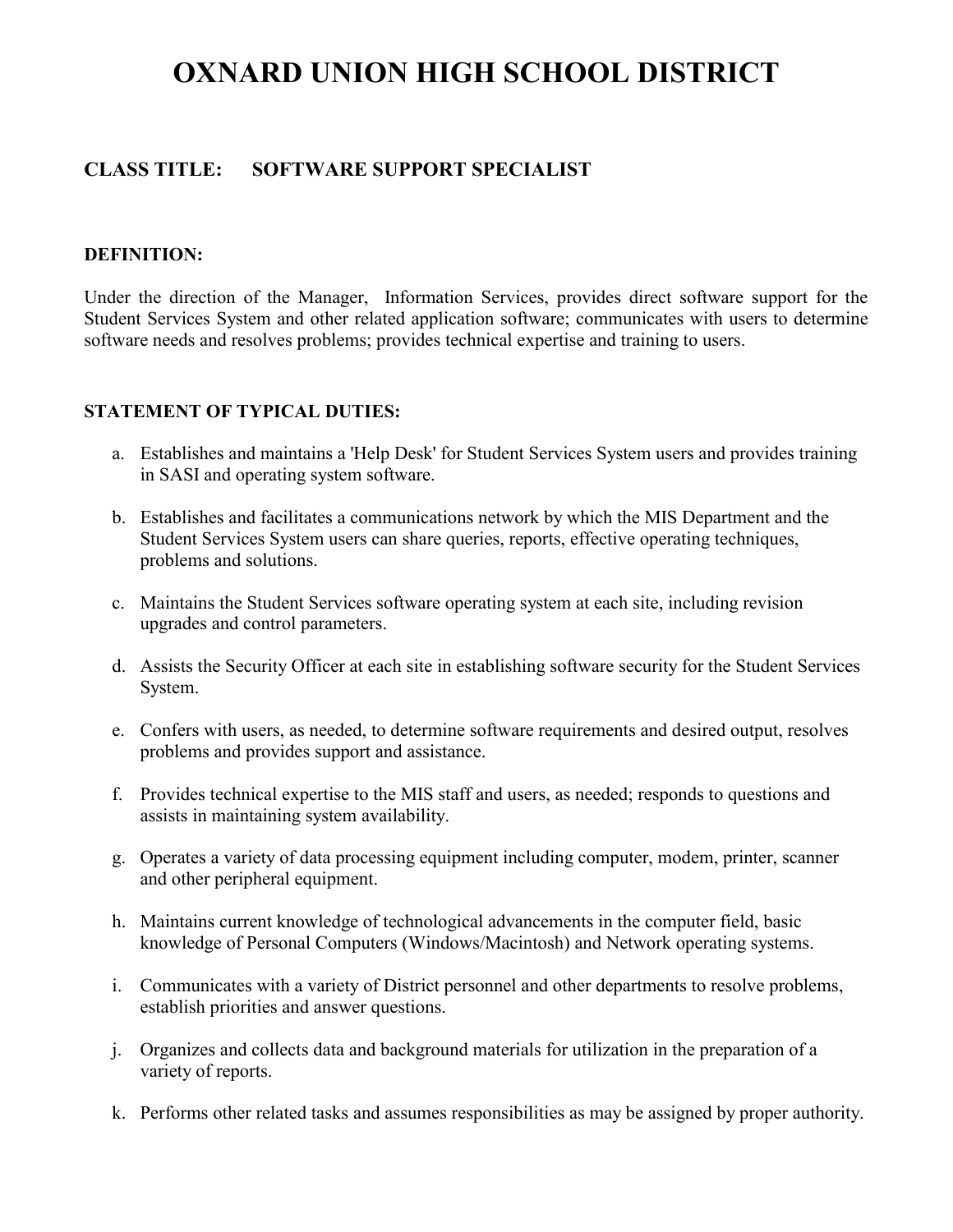# OXNARD UNION HIGH SCHOOL DISTRICT

## CLASS TITLE: SOFTWARE SUPPORT SPECIALIST

### DEFINITION:

Under the direction of the Manager, Information Services, provides direct software support for the Student Services System and other related application software; communicates with users to determine software needs and resolves problems; provides technical expertise and training to users.

### STATEMENT OF TYPICAL DUTIES:

a. Establishes and maintains a 'Help Desk' for Student Services System users and provides training in SASI and operating system software.

b. Establishes and facilitates a communications network by which the MIS Department and the Student Services System users can share queries, reports, effective operating techniques, problems and solutions.

c. Maintains the Student Services software operating system at each site, including revision upgrades and control parameters.

d. Assists the Security Officer at each site in establishing software security for the Student Services System.

e. Confers with users, as needed, to determine software requirements and desired output, resolves problems and provides support and assistance.

f. Provides technical expertise to the MIS staff and users, as needed; responds to questions and assists in maintaining system availability.

g. Operates a variety of data processing equipment including computer, modem, printer, scanner and other peripheral equipment.

h. Maintains current knowledge of technological advancements in the computer field, basic knowledge of Personal Computers (Windows/Macintosh) and Network operating systems.

i. Communicates with a variety of District personnel and other departments to resolve problems, establish priorities and answer questions.

j. Organizes and collects data and background materials for utilization in the preparation of a variety of reports.

k. Performs other related tasks and assumes responsibilities as may be assigned by proper authority.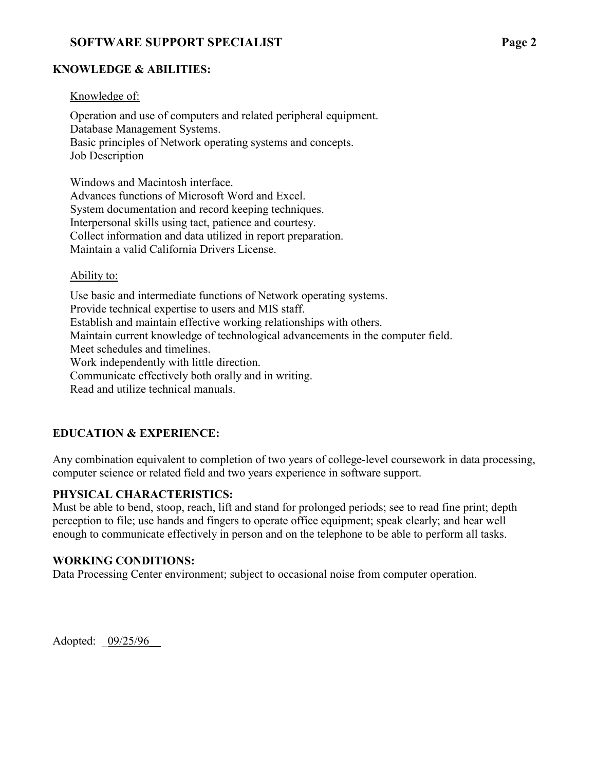## KNOWLEDGE & ABILITIES:

Knowledge of:

Operation and use of computers and related peripheral equipment.
Database Management Systems.
Basic principles of Network operating systems and concepts.
Job Description

Windows and Macintosh interface.
Advances functions of Microsoft Word and Excel.
System documentation and record keeping techniques.
Interpersonal skills using tact, patience and courtesy.
Collect information and data utilized in report preparation.
Maintain a valid California Drivers License.

Ability to:

Use basic and intermediate functions of Network operating systems.
Provide technical expertise to users and MIS staff.
Establish and maintain effective working relationships with others.
Maintain current knowledge of technological advancements in the computer field.
Meet schedules and timelines.
Work independently with little direction.
Communicate effectively both orally and in writing.
Read and utilize technical manuals.

## EDUCATION & EXPERIENCE:

Any combination equivalent to completion of two years of college-level coursework in data processing, computer science or related field and two years experience in software support.

## PHYSICAL CHARACTERISTICS:

Must be able to bend, stoop, reach, lift and stand for prolonged periods; see to read fine print; depth perception to file; use hands and fingers to operate office equipment; speak clearly; and hear well enough to communicate effectively in person and on the telephone to be able to perform all tasks.

## WORKING CONDITIONS:

Data Processing Center environment; subject to occasional noise from computer operation.

Adopted: 09/25/96